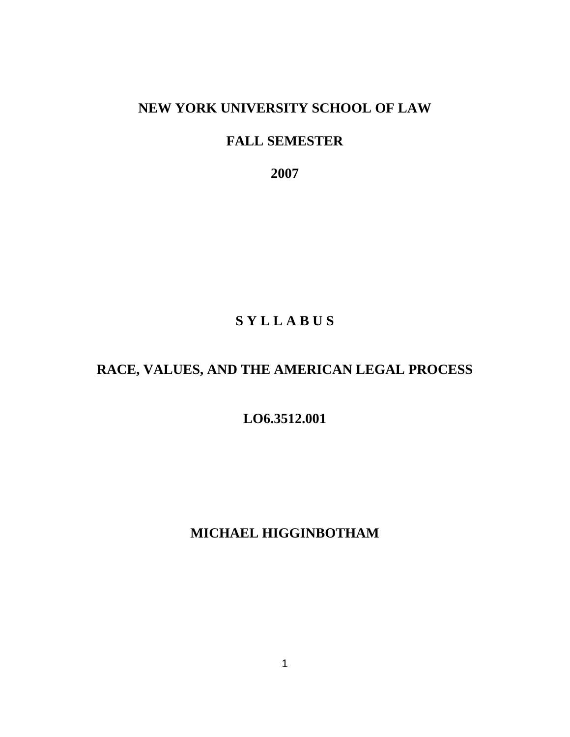**NEW YORK UNIVERSITY SCHOOL OF LAW**

**FALL SEMESTER**

**2007**

# S Y L L A B U S

# RACE, VALUES, AND THE AMERICAN LEGAL PROCESS

**LO6.3512.001**

**MICHAEL HIGGINBOTHAM**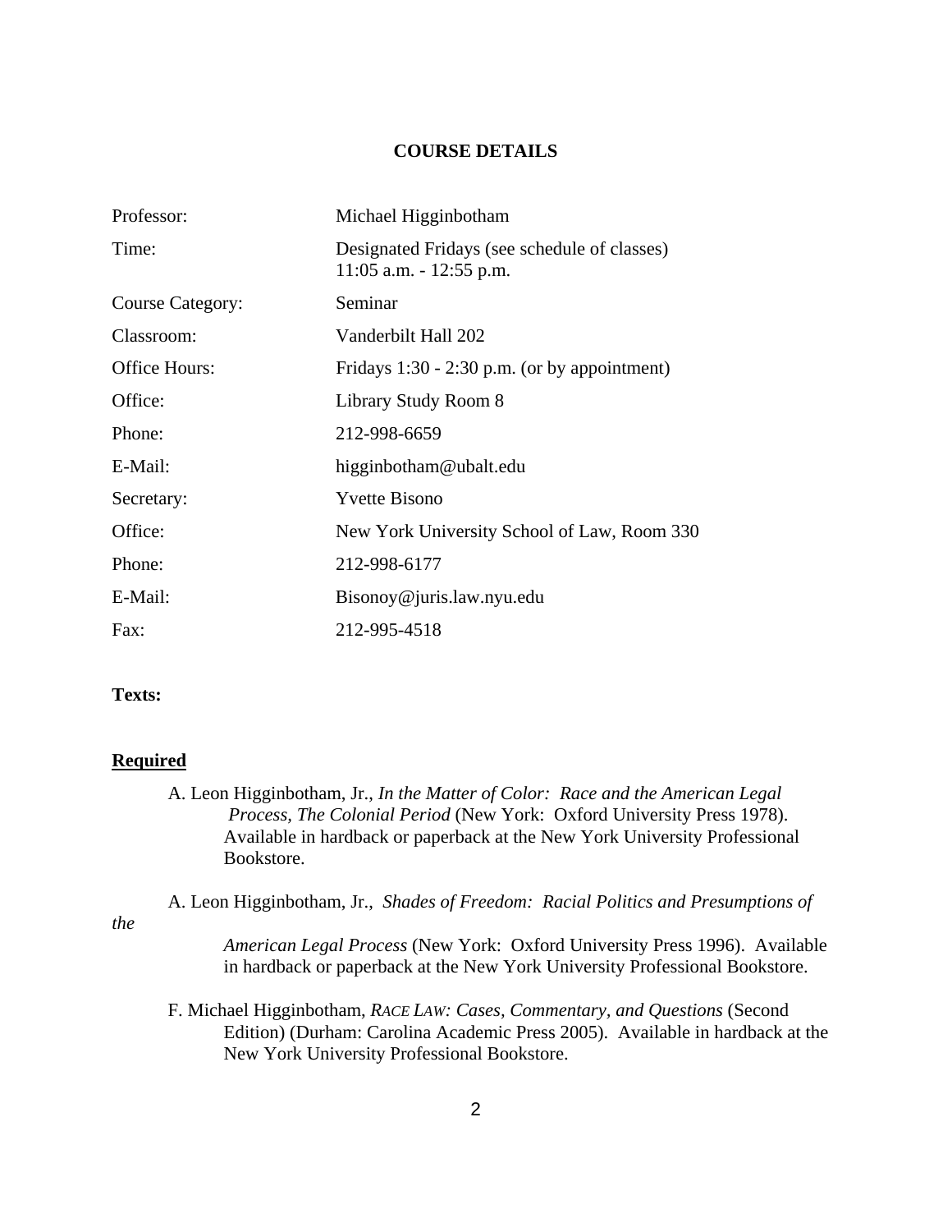## COURSE DETAILS

| | |
|---|---|
| Professor: | Michael Higginbotham |
| Time: | Designated Fridays (see schedule of classes) 11:05 a.m. - 12:55 p.m. |
| Course Category: | Seminar |
| Classroom: | Vanderbilt Hall 202 |
| Office Hours: | Fridays 1:30 - 2:30 p.m. (or by appointment) |
| Office: | Library Study Room 8 |
| Phone: | 212-998-6659 |
| E-Mail: | higginbotham@ubalt.edu |
| Secretary: | Yvette Bisono |
| Office: | New York University School of Law, Room 330 |
| Phone: | 212-998-6177 |
| E-Mail: | Bisonoy@juris.law.nyu.edu |
| Fax: | 212-995-4518 |

**Texts:**

**Required**

A. Leon Higginbotham, Jr., *In the Matter of Color: Race and the American Legal Process, The Colonial Period* (New York: Oxford University Press 1978). Available in hardback or paperback at the New York University Professional Bookstore.

A. Leon Higginbotham, Jr., *Shades of Freedom: Racial Politics and Presumptions of the American Legal Process* (New York: Oxford University Press 1996). Available in hardback or paperback at the New York University Professional Bookstore.

F. Michael Higginbotham, *RACE LAW: Cases, Commentary, and Questions* (Second Edition) (Durham: Carolina Academic Press 2005). Available in hardback at the New York University Professional Bookstore.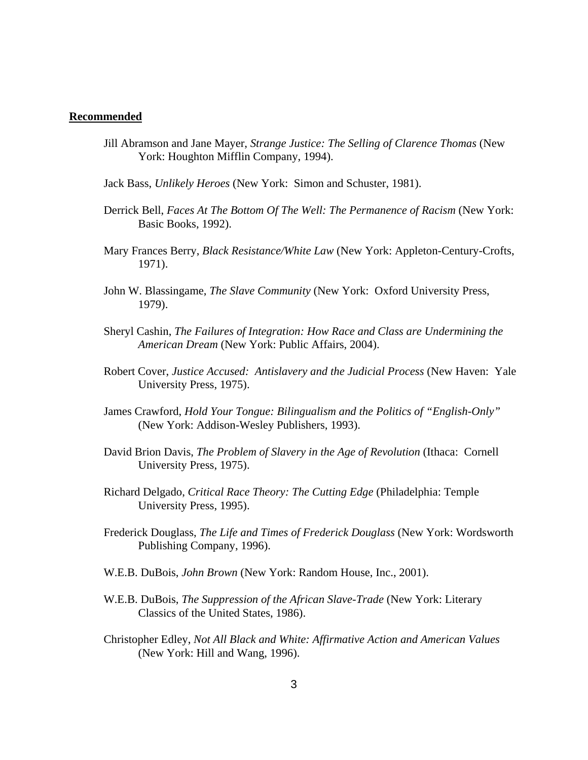**Recommended**

Jill Abramson and Jane Mayer, *Strange Justice: The Selling of Clarence Thomas* (New York: Houghton Mifflin Company, 1994).

Jack Bass, *Unlikely Heroes* (New York: Simon and Schuster, 1981).

Derrick Bell, *Faces At The Bottom Of The Well: The Permanence of Racism* (New York: Basic Books, 1992).

Mary Frances Berry, *Black Resistance/White Law* (New York: Appleton-Century-Crofts, 1971).

John W. Blassingame, *The Slave Community* (New York: Oxford University Press, 1979).

Sheryl Cashin, *The Failures of Integration: How Race and Class are Undermining the American Dream* (New York: Public Affairs, 2004).

Robert Cover, *Justice Accused: Antislavery and the Judicial Process* (New Haven: Yale University Press, 1975).

James Crawford, *Hold Your Tongue: Bilingualism and the Politics of "English-Only"* (New York: Addison-Wesley Publishers, 1993).

David Brion Davis, *The Problem of Slavery in the Age of Revolution* (Ithaca: Cornell University Press, 1975).

Richard Delgado, *Critical Race Theory: The Cutting Edge* (Philadelphia: Temple University Press, 1995).

Frederick Douglass, *The Life and Times of Frederick Douglass* (New York: Wordsworth Publishing Company, 1996).

W.E.B. DuBois, *John Brown* (New York: Random House, Inc., 2001).

W.E.B. DuBois, *The Suppression of the African Slave-Trade* (New York: Literary Classics of the United States, 1986).

Christopher Edley, *Not All Black and White: Affirmative Action and American Values* (New York: Hill and Wang, 1996).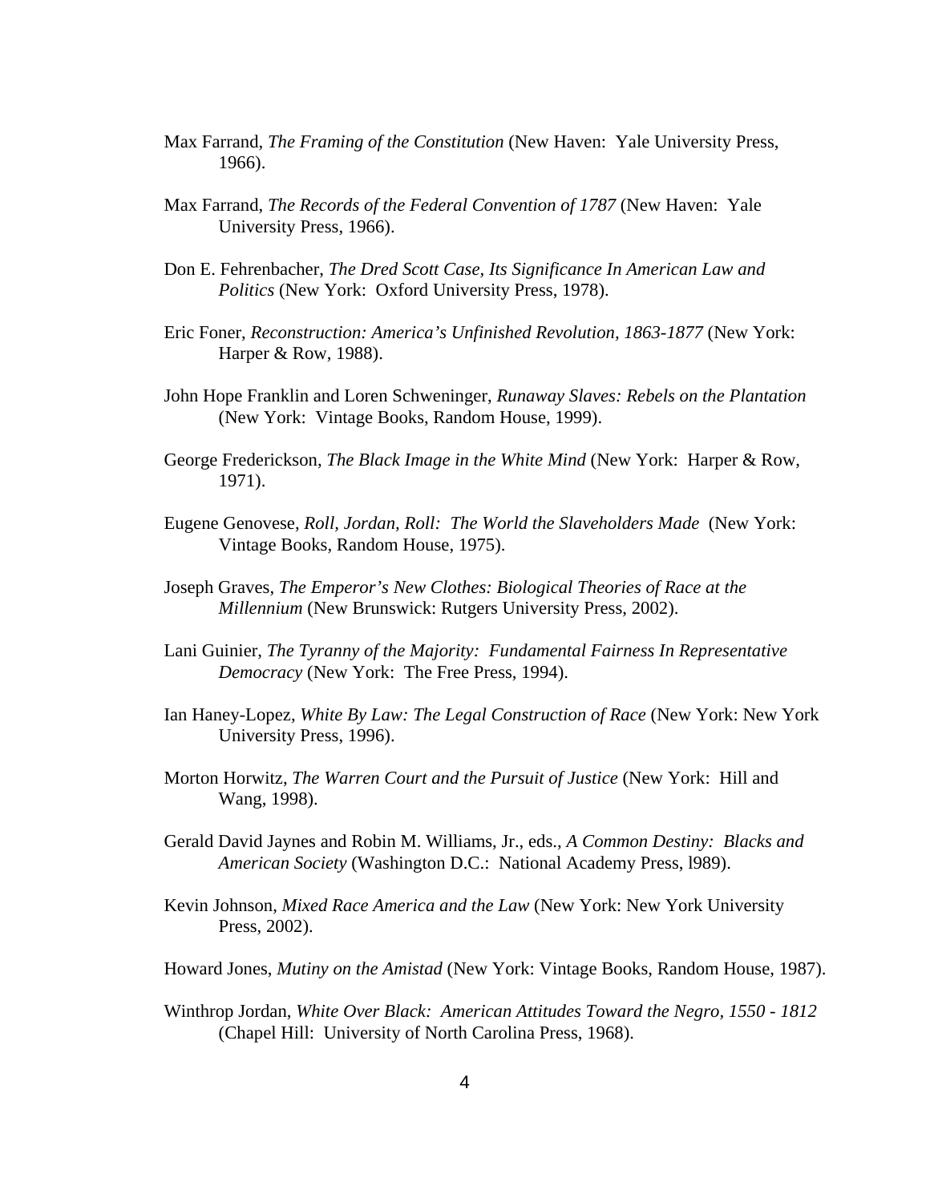Max Farrand, *The Framing of the Constitution* (New Haven: Yale University Press, 1966).

Max Farrand, *The Records of the Federal Convention of 1787* (New Haven: Yale University Press, 1966).

Don E. Fehrenbacher, *The Dred Scott Case, Its Significance In American Law and Politics* (New York: Oxford University Press, 1978).

Eric Foner, *Reconstruction: America's Unfinished Revolution, 1863-1877* (New York: Harper & Row, 1988).

John Hope Franklin and Loren Schweninger, *Runaway Slaves: Rebels on the Plantation* (New York: Vintage Books, Random House, 1999).

George Frederickson, *The Black Image in the White Mind* (New York: Harper & Row, 1971).

Eugene Genovese, *Roll, Jordan, Roll: The World the Slaveholders Made* (New York: Vintage Books, Random House, 1975).

Joseph Graves, *The Emperor's New Clothes: Biological Theories of Race at the Millennium* (New Brunswick: Rutgers University Press, 2002).

Lani Guinier, *The Tyranny of the Majority: Fundamental Fairness In Representative Democracy* (New York: The Free Press, 1994).

Ian Haney-Lopez, *White By Law: The Legal Construction of Race* (New York: New York University Press, 1996).

Morton Horwitz, *The Warren Court and the Pursuit of Justice* (New York: Hill and Wang, 1998).

Gerald David Jaynes and Robin M. Williams, Jr., eds., *A Common Destiny: Blacks and American Society* (Washington D.C.: National Academy Press, l989).

Kevin Johnson, *Mixed Race America and the Law* (New York: New York University Press, 2002).

Howard Jones, *Mutiny on the Amistad* (New York: Vintage Books, Random House, 1987).

Winthrop Jordan, *White Over Black: American Attitudes Toward the Negro, 1550 - 1812* (Chapel Hill: University of North Carolina Press, 1968).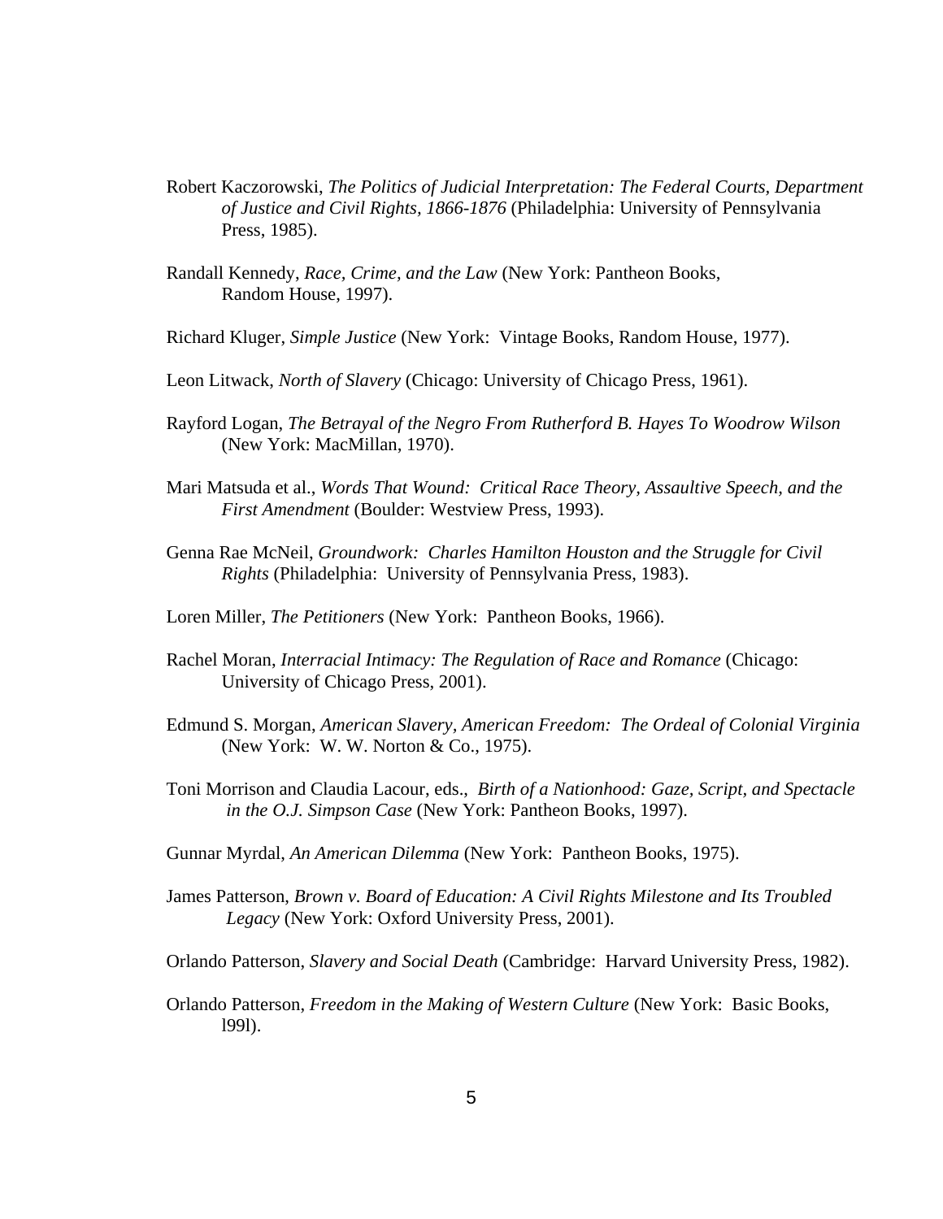Robert Kaczorowski, *The Politics of Judicial Interpretation: The Federal Courts, Department of Justice and Civil Rights, 1866-1876* (Philadelphia: University of Pennsylvania Press, 1985).

Randall Kennedy, *Race, Crime, and the Law* (New York: Pantheon Books, Random House, 1997).

Richard Kluger, *Simple Justice* (New York: Vintage Books, Random House, 1977).

Leon Litwack, *North of Slavery* (Chicago: University of Chicago Press, 1961).

Rayford Logan, *The Betrayal of the Negro From Rutherford B. Hayes To Woodrow Wilson* (New York: MacMillan, 1970).

Mari Matsuda et al., *Words That Wound: Critical Race Theory, Assaultive Speech, and the First Amendment* (Boulder: Westview Press, 1993).

Genna Rae McNeil, *Groundwork: Charles Hamilton Houston and the Struggle for Civil Rights* (Philadelphia: University of Pennsylvania Press, 1983).

Loren Miller, *The Petitioners* (New York: Pantheon Books, 1966).

Rachel Moran, *Interracial Intimacy: The Regulation of Race and Romance* (Chicago: University of Chicago Press, 2001).

Edmund S. Morgan, *American Slavery, American Freedom: The Ordeal of Colonial Virginia* (New York: W. W. Norton & Co., 1975).

Toni Morrison and Claudia Lacour, eds., *Birth of a Nationhood: Gaze, Script, and Spectacle in the O.J. Simpson Case* (New York: Pantheon Books, 1997).

Gunnar Myrdal, *An American Dilemma* (New York: Pantheon Books, 1975).

James Patterson, *Brown v. Board of Education: A Civil Rights Milestone and Its Troubled Legacy* (New York: Oxford University Press, 2001).

Orlando Patterson, *Slavery and Social Death* (Cambridge: Harvard University Press, 1982).

Orlando Patterson, *Freedom in the Making of Western Culture* (New York: Basic Books, l99l).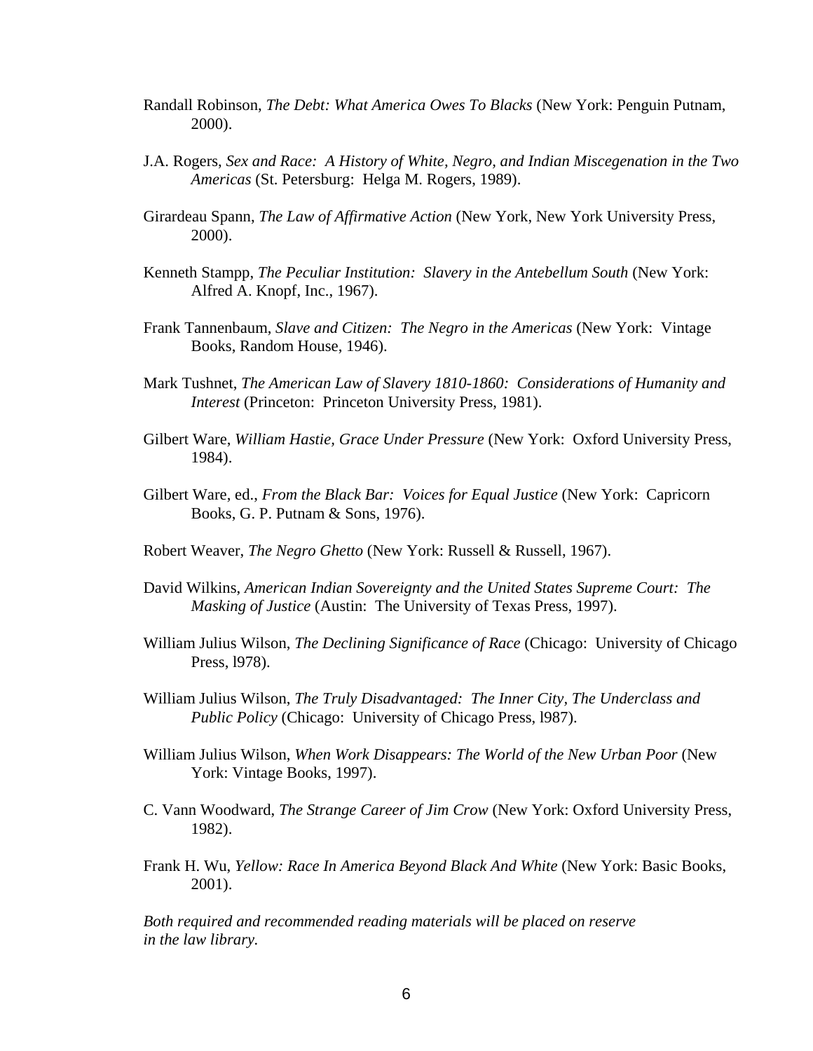Randall Robinson, *The Debt: What America Owes To Blacks* (New York: Penguin Putnam, 2000).

J.A. Rogers, *Sex and Race: A History of White, Negro, and Indian Miscegenation in the Two Americas* (St. Petersburg: Helga M. Rogers, 1989).

Girardeau Spann, *The Law of Affirmative Action* (New York, New York University Press, 2000).

Kenneth Stampp, *The Peculiar Institution: Slavery in the Antebellum South* (New York: Alfred A. Knopf, Inc., 1967).

Frank Tannenbaum, *Slave and Citizen: The Negro in the Americas* (New York: Vintage Books, Random House, 1946).

Mark Tushnet, *The American Law of Slavery 1810-1860: Considerations of Humanity and Interest* (Princeton: Princeton University Press, 1981).

Gilbert Ware, *William Hastie, Grace Under Pressure* (New York: Oxford University Press, 1984).

Gilbert Ware, ed., *From the Black Bar: Voices for Equal Justice* (New York: Capricorn Books, G. P. Putnam & Sons, 1976).

Robert Weaver, *The Negro Ghetto* (New York: Russell & Russell, 1967).

David Wilkins, *American Indian Sovereignty and the United States Supreme Court: The Masking of Justice* (Austin: The University of Texas Press, 1997).

William Julius Wilson, *The Declining Significance of Race* (Chicago: University of Chicago Press, l978).

William Julius Wilson, *The Truly Disadvantaged: The Inner City, The Underclass and Public Policy* (Chicago: University of Chicago Press, l987).

William Julius Wilson, *When Work Disappears: The World of the New Urban Poor* (New York: Vintage Books, 1997).

C. Vann Woodward, *The Strange Career of Jim Crow* (New York: Oxford University Press, 1982).

Frank H. Wu, *Yellow: Race In America Beyond Black And White* (New York: Basic Books, 2001).

*Both required and recommended reading materials will be placed on reserve in the law library.*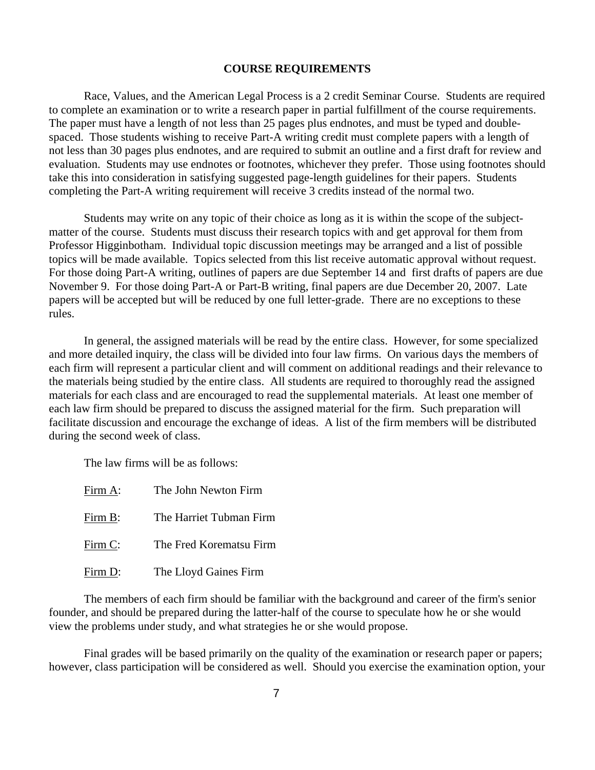## COURSE REQUIREMENTS

Race, Values, and the American Legal Process is a 2 credit Seminar Course. Students are required to complete an examination or to write a research paper in partial fulfillment of the course requirements. The paper must have a length of not less than 25 pages plus endnotes, and must be typed and double-spaced. Those students wishing to receive Part-A writing credit must complete papers with a length of not less than 30 pages plus endnotes, and are required to submit an outline and a first draft for review and evaluation. Students may use endnotes or footnotes, whichever they prefer. Those using footnotes should take this into consideration in satisfying suggested page-length guidelines for their papers. Students completing the Part-A writing requirement will receive 3 credits instead of the normal two.

Students may write on any topic of their choice as long as it is within the scope of the subject-matter of the course. Students must discuss their research topics with and get approval for them from Professor Higginbotham. Individual topic discussion meetings may be arranged and a list of possible topics will be made available. Topics selected from this list receive automatic approval without request. For those doing Part-A writing, outlines of papers are due September 14 and first drafts of papers are due November 9. For those doing Part-A or Part-B writing, final papers are due December 20, 2007. Late papers will be accepted but will be reduced by one full letter-grade. There are no exceptions to these rules.

In general, the assigned materials will be read by the entire class. However, for some specialized and more detailed inquiry, the class will be divided into four law firms. On various days the members of each firm will represent a particular client and will comment on additional readings and their relevance to the materials being studied by the entire class. All students are required to thoroughly read the assigned materials for each class and are encouraged to read the supplemental materials. At least one member of each law firm should be prepared to discuss the assigned material for the firm. Such preparation will facilitate discussion and encourage the exchange of ideas. A list of the firm members will be distributed during the second week of class.

The law firms will be as follows:

- Firm A: The John Newton Firm
- Firm B: The Harriet Tubman Firm
- Firm C: The Fred Korematsu Firm
- Firm D: The Lloyd Gaines Firm

The members of each firm should be familiar with the background and career of the firm's senior founder, and should be prepared during the latter-half of the course to speculate how he or she would view the problems under study, and what strategies he or she would propose.

Final grades will be based primarily on the quality of the examination or research paper or papers; however, class participation will be considered as well. Should you exercise the examination option, your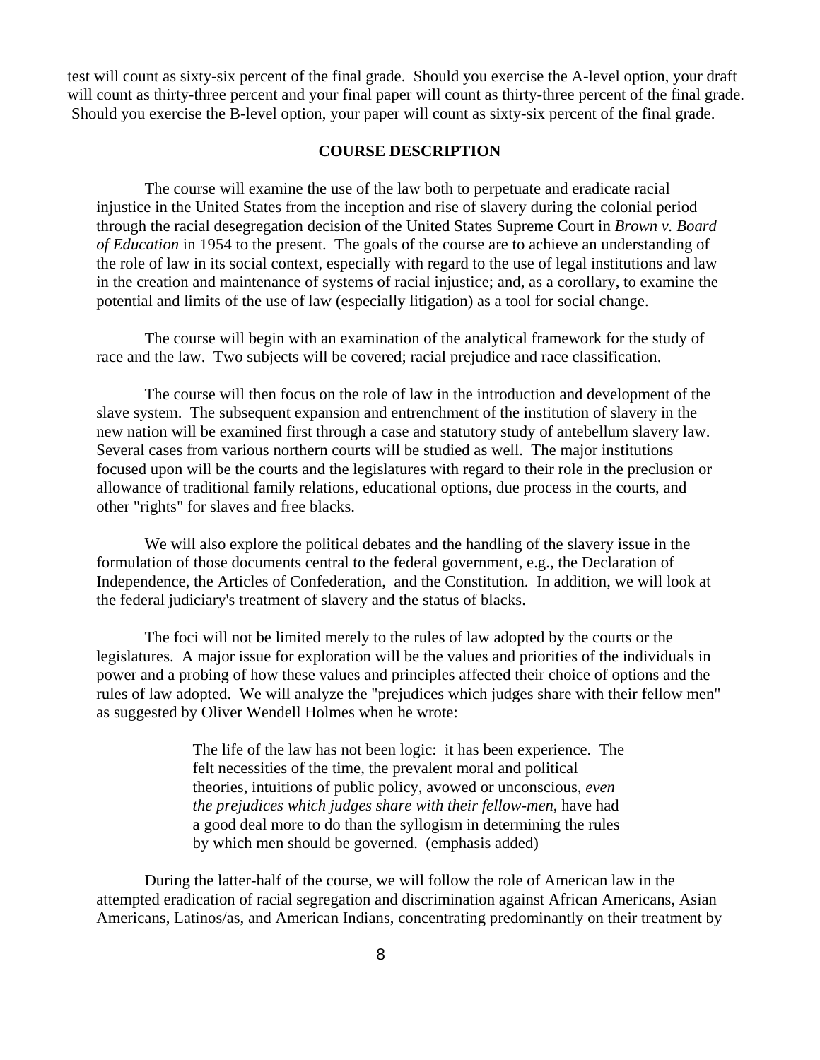test will count as sixty-six percent of the final grade. Should you exercise the A-level option, your draft will count as thirty-three percent and your final paper will count as thirty-three percent of the final grade. Should you exercise the B-level option, your paper will count as sixty-six percent of the final grade.

## COURSE DESCRIPTION

The course will examine the use of the law both to perpetuate and eradicate racial injustice in the United States from the inception and rise of slavery during the colonial period through the racial desegregation decision of the United States Supreme Court in *Brown v. Board of Education* in 1954 to the present. The goals of the course are to achieve an understanding of the role of law in its social context, especially with regard to the use of legal institutions and law in the creation and maintenance of systems of racial injustice; and, as a corollary, to examine the potential and limits of the use of law (especially litigation) as a tool for social change.

The course will begin with an examination of the analytical framework for the study of race and the law. Two subjects will be covered; racial prejudice and race classification.

The course will then focus on the role of law in the introduction and development of the slave system. The subsequent expansion and entrenchment of the institution of slavery in the new nation will be examined first through a case and statutory study of antebellum slavery law. Several cases from various northern courts will be studied as well. The major institutions focused upon will be the courts and the legislatures with regard to their role in the preclusion or allowance of traditional family relations, educational options, due process in the courts, and other "rights" for slaves and free blacks.

We will also explore the political debates and the handling of the slavery issue in the formulation of those documents central to the federal government, e.g., the Declaration of Independence, the Articles of Confederation, and the Constitution. In addition, we will look at the federal judiciary's treatment of slavery and the status of blacks.

The foci will not be limited merely to the rules of law adopted by the courts or the legislatures. A major issue for exploration will be the values and priorities of the individuals in power and a probing of how these values and principles affected their choice of options and the rules of law adopted. We will analyze the "prejudices which judges share with their fellow men" as suggested by Oliver Wendell Holmes when he wrote:

> The life of the law has not been logic: it has been experience. The felt necessities of the time, the prevalent moral and political theories, intuitions of public policy, avowed or unconscious, *even the prejudices which judges share with their fellow-men*, have had a good deal more to do than the syllogism in determining the rules by which men should be governed. (emphasis added)

During the latter-half of the course, we will follow the role of American law in the attempted eradication of racial segregation and discrimination against African Americans, Asian Americans, Latinos/as, and American Indians, concentrating predominantly on their treatment by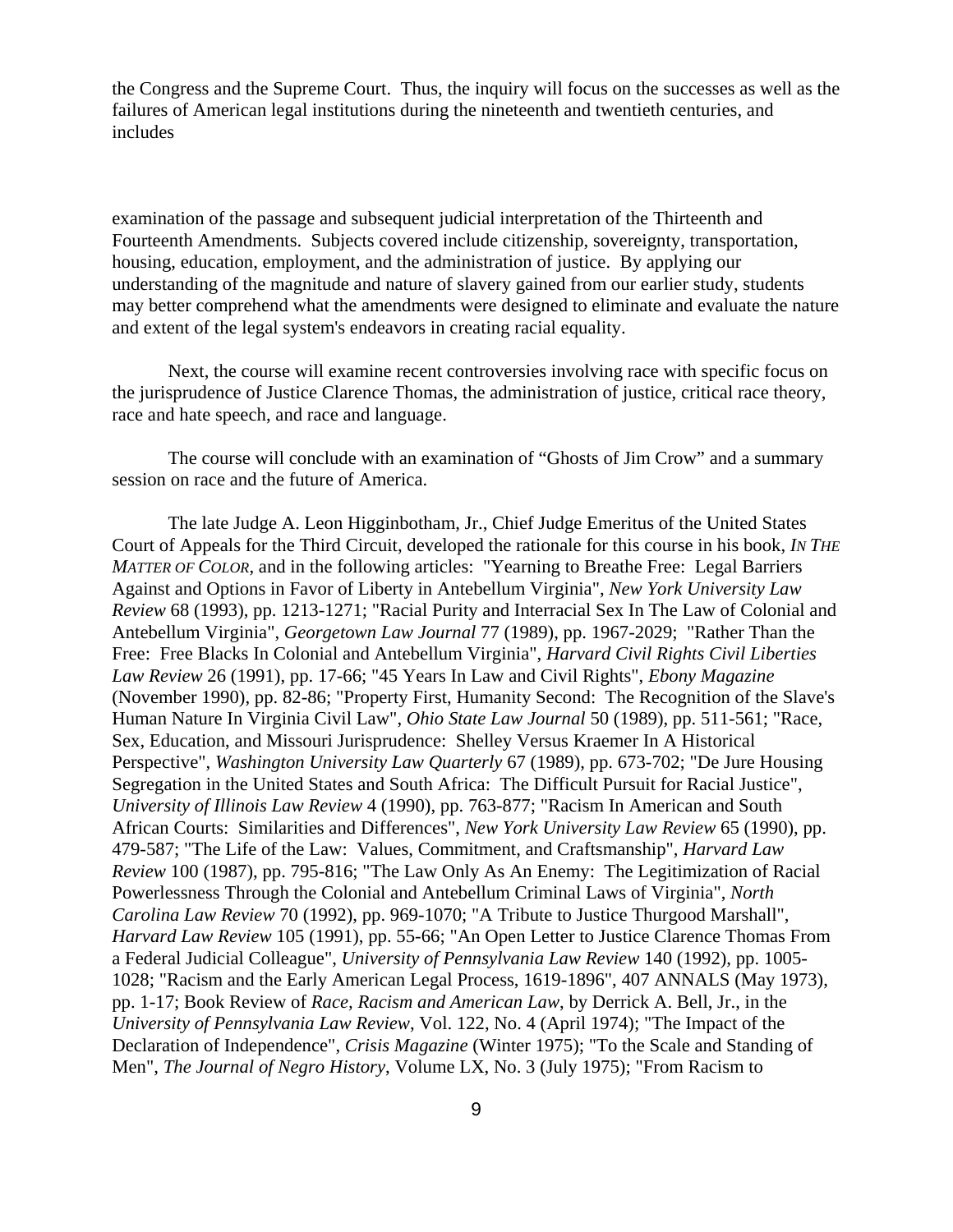the Congress and the Supreme Court. Thus, the inquiry will focus on the successes as well as the failures of American legal institutions during the nineteenth and twentieth centuries, and includes

examination of the passage and subsequent judicial interpretation of the Thirteenth and Fourteenth Amendments. Subjects covered include citizenship, sovereignty, transportation, housing, education, employment, and the administration of justice. By applying our understanding of the magnitude and nature of slavery gained from our earlier study, students may better comprehend what the amendments were designed to eliminate and evaluate the nature and extent of the legal system's endeavors in creating racial equality.

Next, the course will examine recent controversies involving race with specific focus on the jurisprudence of Justice Clarence Thomas, the administration of justice, critical race theory, race and hate speech, and race and language.

The course will conclude with an examination of "Ghosts of Jim Crow" and a summary session on race and the future of America.

The late Judge A. Leon Higginbotham, Jr., Chief Judge Emeritus of the United States Court of Appeals for the Third Circuit, developed the rationale for this course in his book, *In The Matter of Color*, and in the following articles: "Yearning to Breathe Free: Legal Barriers Against and Options in Favor of Liberty in Antebellum Virginia", *New York University Law Review* 68 (1993), pp. 1213-1271; "Racial Purity and Interracial Sex In The Law of Colonial and Antebellum Virginia", *Georgetown Law Journal* 77 (1989), pp. 1967-2029; "Rather Than the Free: Free Blacks In Colonial and Antebellum Virginia", *Harvard Civil Rights Civil Liberties Law Review* 26 (1991), pp. 17-66; "45 Years In Law and Civil Rights", *Ebony Magazine* (November 1990), pp. 82-86; "Property First, Humanity Second: The Recognition of the Slave's Human Nature In Virginia Civil Law", *Ohio State Law Journal* 50 (1989), pp. 511-561; "Race, Sex, Education, and Missouri Jurisprudence: Shelley Versus Kraemer In A Historical Perspective", *Washington University Law Quarterly* 67 (1989), pp. 673-702; "De Jure Housing Segregation in the United States and South Africa: The Difficult Pursuit for Racial Justice", *University of Illinois Law Review* 4 (1990), pp. 763-877; "Racism In American and South African Courts: Similarities and Differences", *New York University Law Review* 65 (1990), pp. 479-587; "The Life of the Law: Values, Commitment, and Craftsmanship", *Harvard Law Review* 100 (1987), pp. 795-816; "The Law Only As An Enemy: The Legitimization of Racial Powerlessness Through the Colonial and Antebellum Criminal Laws of Virginia", *North Carolina Law Review* 70 (1992), pp. 969-1070; "A Tribute to Justice Thurgood Marshall", *Harvard Law Review* 105 (1991), pp. 55-66; "An Open Letter to Justice Clarence Thomas From a Federal Judicial Colleague", *University of Pennsylvania Law Review* 140 (1992), pp. 1005-1028; "Racism and the Early American Legal Process, 1619-1896", 407 ANNALS (May 1973), pp. 1-17; Book Review of *Race, Racism and American Law*, by Derrick A. Bell, Jr., in the *University of Pennsylvania Law Review*, Vol. 122, No. 4 (April 1974); "The Impact of the Declaration of Independence", *Crisis Magazine* (Winter 1975); "To the Scale and Standing of Men", *The Journal of Negro History*, Volume LX, No. 3 (July 1975); "From Racism to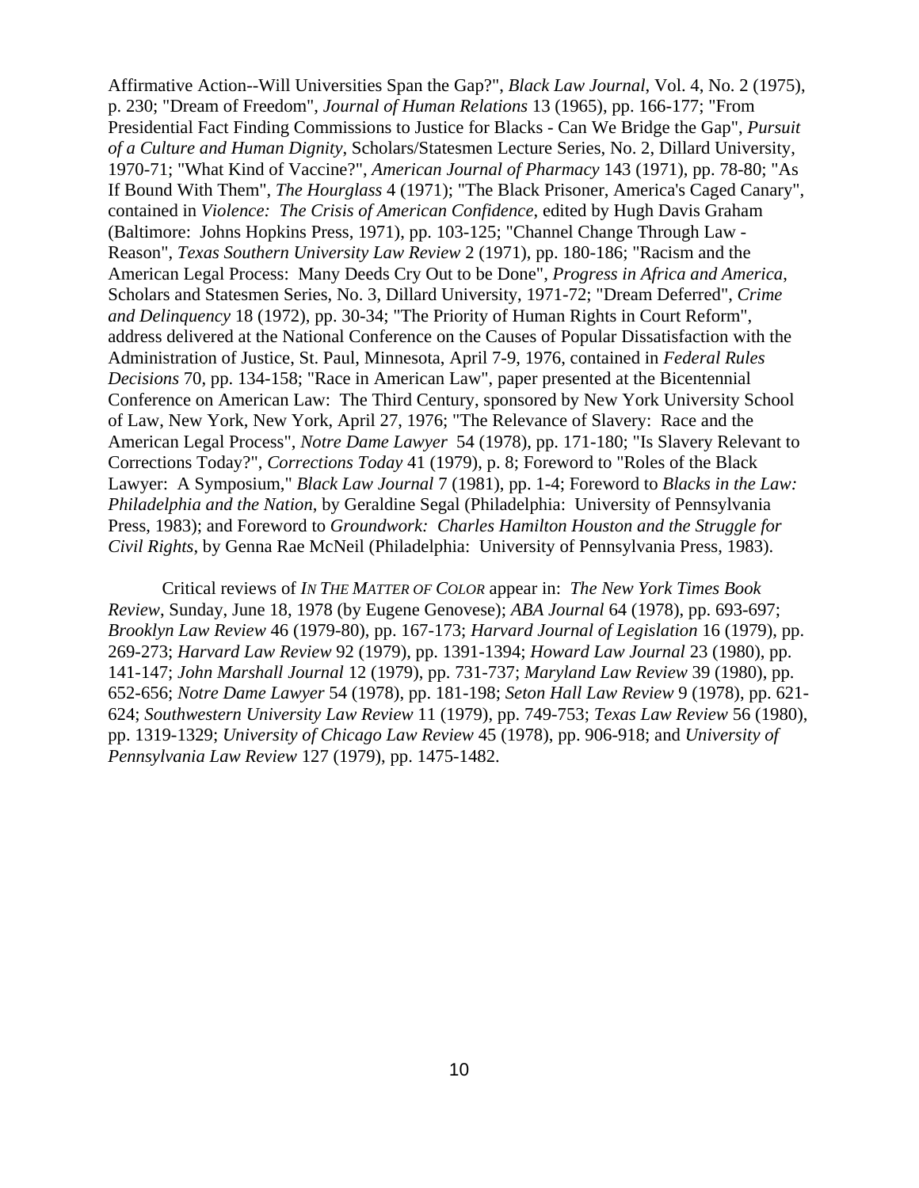Affirmative Action--Will Universities Span the Gap?", *Black Law Journal*, Vol. 4, No. 2 (1975), p. 230; "Dream of Freedom", *Journal of Human Relations* 13 (1965), pp. 166-177; "From Presidential Fact Finding Commissions to Justice for Blacks - Can We Bridge the Gap", *Pursuit of a Culture and Human Dignity*, Scholars/Statesmen Lecture Series, No. 2, Dillard University, 1970-71; "What Kind of Vaccine?", *American Journal of Pharmacy* 143 (1971), pp. 78-80; "As If Bound With Them", *The Hourglass* 4 (1971); "The Black Prisoner, America's Caged Canary", contained in *Violence: The Crisis of American Confidence*, edited by Hugh Davis Graham (Baltimore: Johns Hopkins Press, 1971), pp. 103-125; "Channel Change Through Law - Reason", *Texas Southern University Law Review* 2 (1971), pp. 180-186; "Racism and the American Legal Process: Many Deeds Cry Out to be Done", *Progress in Africa and America*, Scholars and Statesmen Series, No. 3, Dillard University, 1971-72; "Dream Deferred", *Crime and Delinquency* 18 (1972), pp. 30-34; "The Priority of Human Rights in Court Reform", address delivered at the National Conference on the Causes of Popular Dissatisfaction with the Administration of Justice, St. Paul, Minnesota, April 7-9, 1976, contained in *Federal Rules Decisions* 70, pp. 134-158; "Race in American Law", paper presented at the Bicentennial Conference on American Law: The Third Century, sponsored by New York University School of Law, New York, New York, April 27, 1976; "The Relevance of Slavery: Race and the American Legal Process", *Notre Dame Lawyer* 54 (1978), pp. 171-180; "Is Slavery Relevant to Corrections Today?", *Corrections Today* 41 (1979), p. 8; Foreword to "Roles of the Black Lawyer: A Symposium," *Black Law Journal* 7 (1981), pp. 1-4; Foreword to *Blacks in the Law: Philadelphia and the Nation*, by Geraldine Segal (Philadelphia: University of Pennsylvania Press, 1983); and Foreword to *Groundwork: Charles Hamilton Houston and the Struggle for Civil Rights*, by Genna Rae McNeil (Philadelphia: University of Pennsylvania Press, 1983).

Critical reviews of *IN THE MATTER OF COLOR* appear in: *The New York Times Book Review*, Sunday, June 18, 1978 (by Eugene Genovese); *ABA Journal* 64 (1978), pp. 693-697; *Brooklyn Law Review* 46 (1979-80), pp. 167-173; *Harvard Journal of Legislation* 16 (1979), pp. 269-273; *Harvard Law Review* 92 (1979), pp. 1391-1394; *Howard Law Journal* 23 (1980), pp. 141-147; *John Marshall Journal* 12 (1979), pp. 731-737; *Maryland Law Review* 39 (1980), pp. 652-656; *Notre Dame Lawyer* 54 (1978), pp. 181-198; *Seton Hall Law Review* 9 (1978), pp. 621-624; *Southwestern University Law Review* 11 (1979), pp. 749-753; *Texas Law Review* 56 (1980), pp. 1319-1329; *University of Chicago Law Review* 45 (1978), pp. 906-918; and *University of Pennsylvania Law Review* 127 (1979), pp. 1475-1482.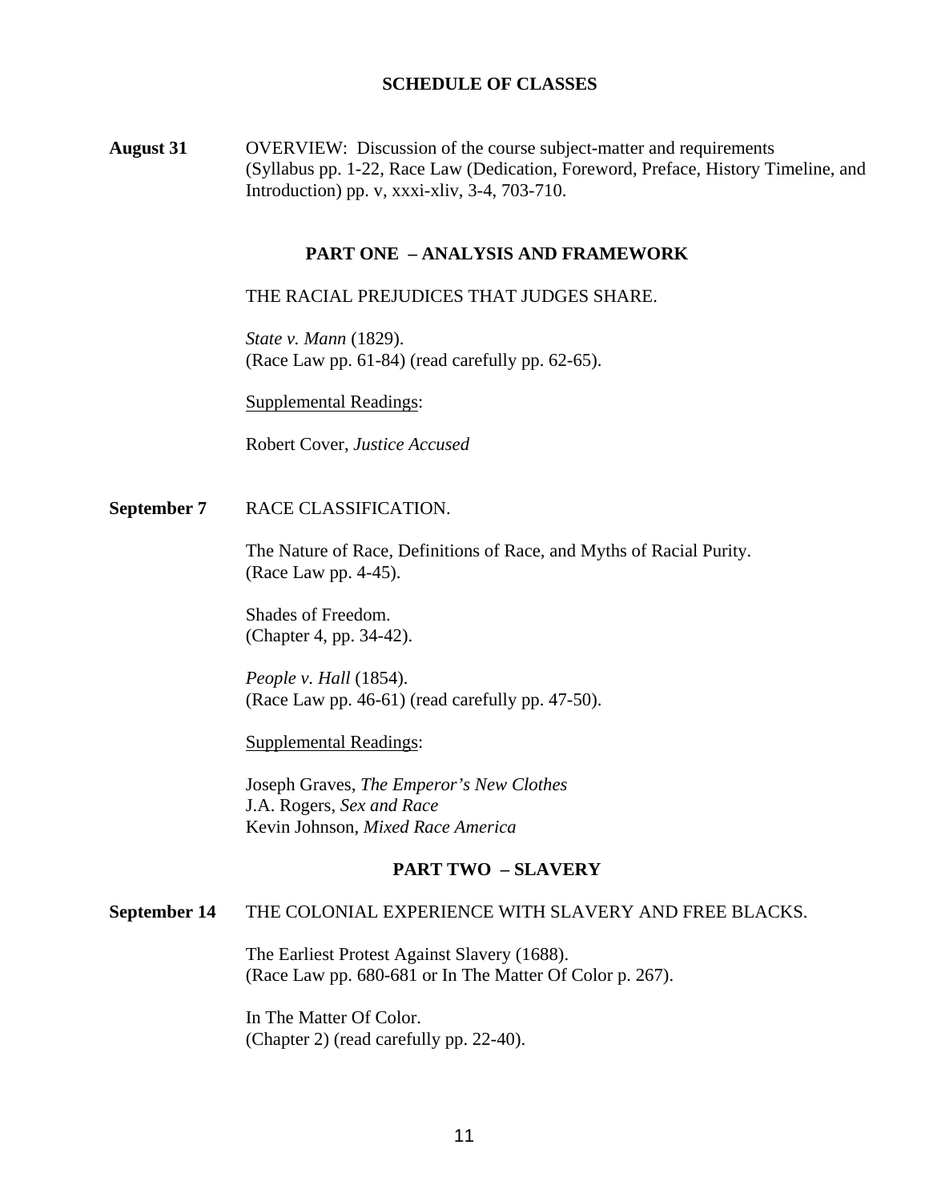## SCHEDULE OF CLASSES

**August 31** OVERVIEW: Discussion of the course subject-matter and requirements (Syllabus pp. 1-22, Race Law (Dedication, Foreword, Preface, History Timeline, and Introduction) pp. v, xxxi-xliv, 3-4, 703-710.

### PART ONE – ANALYSIS AND FRAMEWORK

THE RACIAL PREJUDICES THAT JUDGES SHARE.

*State v. Mann* (1829).
(Race Law pp. 61-84) (read carefully pp. 62-65).

Supplemental Readings:

Robert Cover, *Justice Accused*

**September 7** RACE CLASSIFICATION.

The Nature of Race, Definitions of Race, and Myths of Racial Purity.
(Race Law pp. 4-45).

Shades of Freedom.
(Chapter 4, pp. 34-42).

*People v. Hall* (1854).
(Race Law pp. 46-61) (read carefully pp. 47-50).

Supplemental Readings:

Joseph Graves, *The Emperor's New Clothes*
J.A. Rogers, *Sex and Race*
Kevin Johnson, *Mixed Race America*

### PART TWO – SLAVERY

**September 14** THE COLONIAL EXPERIENCE WITH SLAVERY AND FREE BLACKS.

The Earliest Protest Against Slavery (1688).
(Race Law pp. 680-681 or In The Matter Of Color p. 267).

In The Matter Of Color.
(Chapter 2) (read carefully pp. 22-40).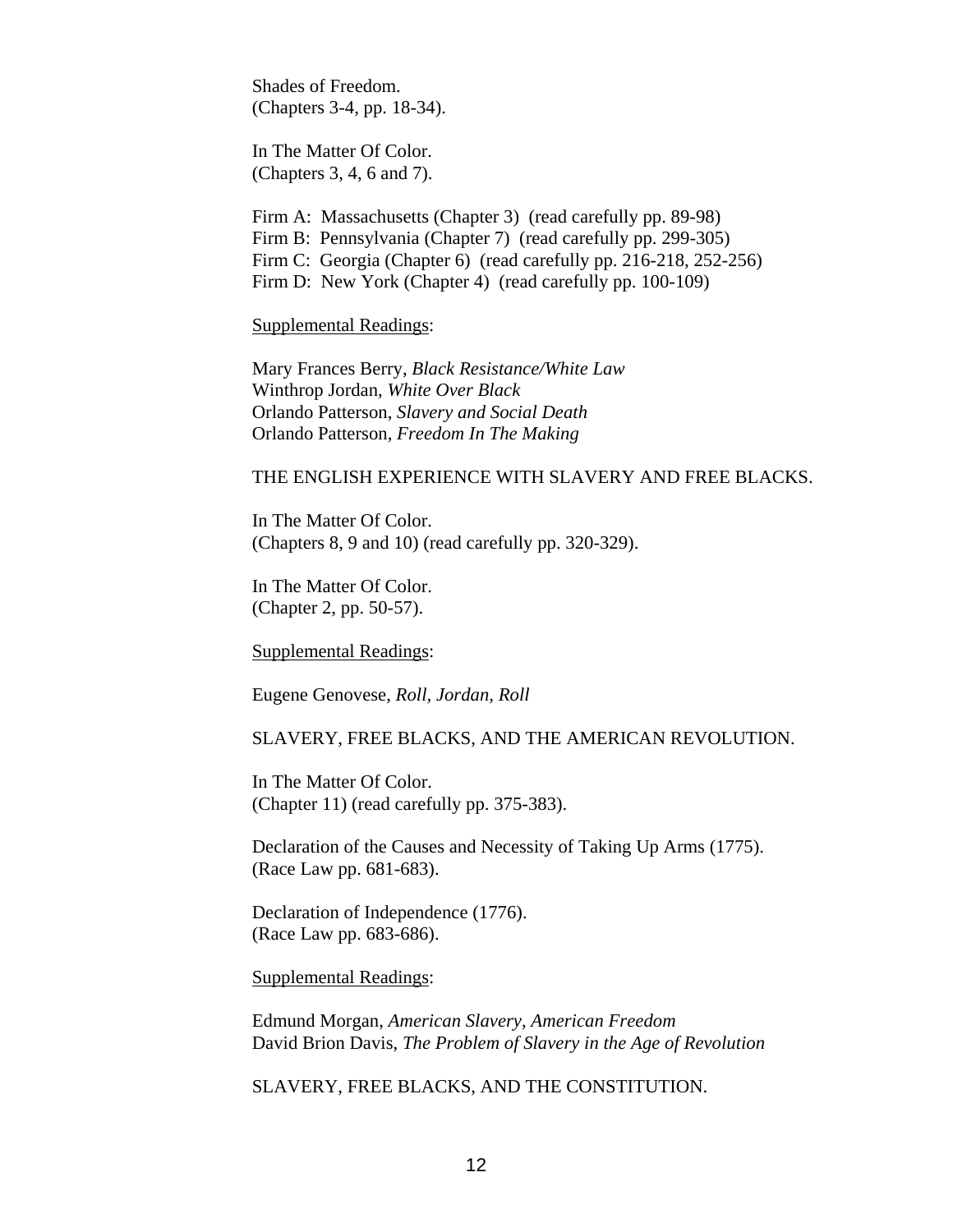Shades of Freedom.
(Chapters 3-4, pp. 18-34).

In The Matter Of Color.
(Chapters 3, 4, 6 and 7).

Firm A: Massachusetts (Chapter 3) (read carefully pp. 89-98)
Firm B: Pennsylvania (Chapter 7) (read carefully pp. 299-305)
Firm C: Georgia (Chapter 6) (read carefully pp. 216-218, 252-256)
Firm D: New York (Chapter 4) (read carefully pp. 100-109)

<u>Supplemental Readings</u>:

Mary Frances Berry, *Black Resistance/White Law*
Winthrop Jordan, *White Over Black*
Orlando Patterson, *Slavery and Social Death*
Orlando Patterson, *Freedom In The Making*

THE ENGLISH EXPERIENCE WITH SLAVERY AND FREE BLACKS.

In The Matter Of Color.
(Chapters 8, 9 and 10) (read carefully pp. 320-329).

In The Matter Of Color.
(Chapter 2, pp. 50-57).

<u>Supplemental Readings</u>:

Eugene Genovese, *Roll, Jordan, Roll*

SLAVERY, FREE BLACKS, AND THE AMERICAN REVOLUTION.

In The Matter Of Color.
(Chapter 11) (read carefully pp. 375-383).

Declaration of the Causes and Necessity of Taking Up Arms (1775).
(Race Law pp. 681-683).

Declaration of Independence (1776).
(Race Law pp. 683-686).

<u>Supplemental Readings</u>:

Edmund Morgan, *American Slavery, American Freedom*
David Brion Davis, *The Problem of Slavery in the Age of Revolution*

SLAVERY, FREE BLACKS, AND THE CONSTITUTION.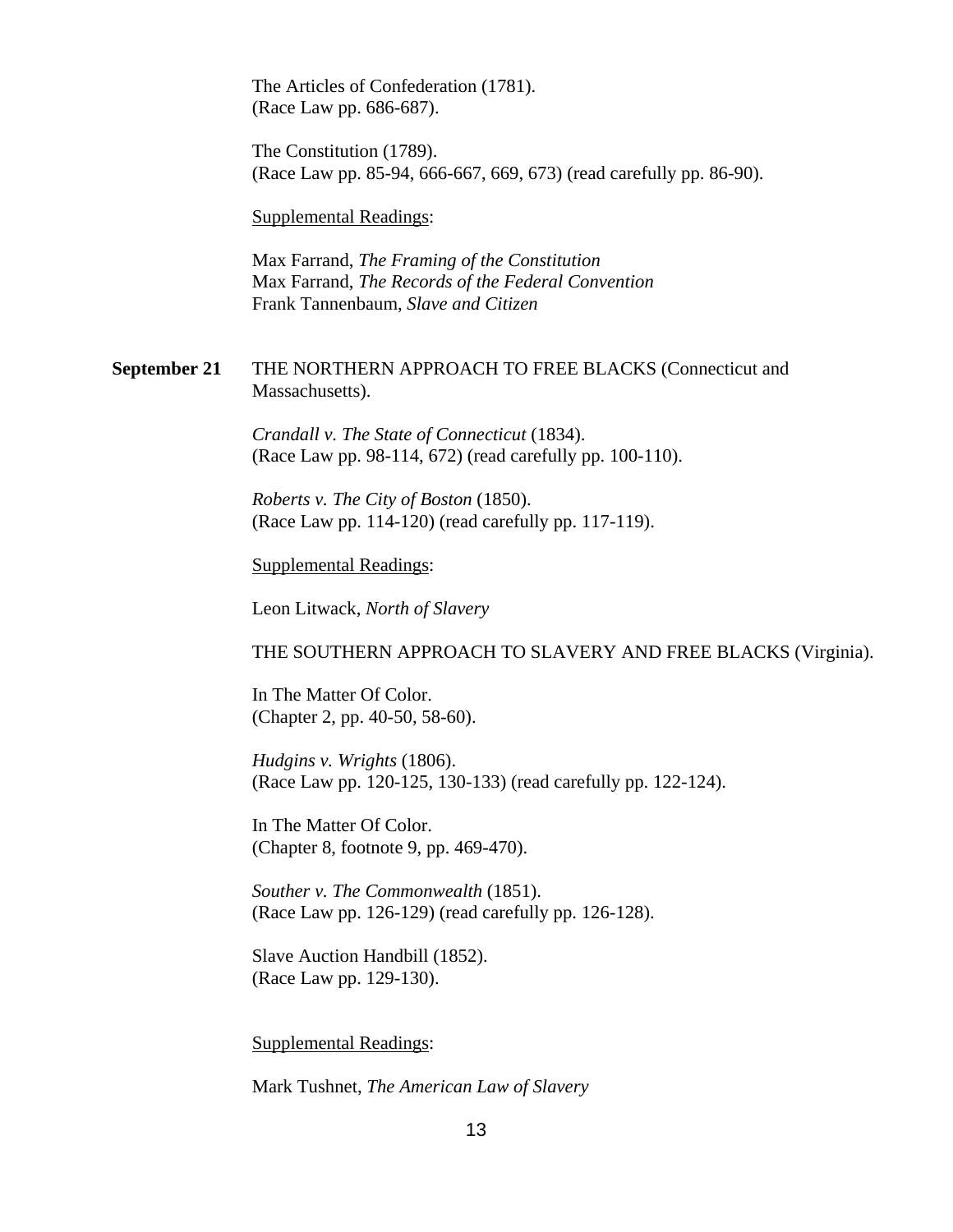The Articles of Confederation (1781).
(Race Law pp. 686-687).

The Constitution (1789).
(Race Law pp. 85-94, 666-667, 669, 673) (read carefully pp. 86-90).

Supplemental Readings:

Max Farrand, *The Framing of the Constitution*
Max Farrand, *The Records of the Federal Convention*
Frank Tannenbaum, *Slave and Citizen*

**September 21** THE NORTHERN APPROACH TO FREE BLACKS (Connecticut and Massachusetts).

*Crandall v. The State of Connecticut* (1834).
(Race Law pp. 98-114, 672) (read carefully pp. 100-110).

*Roberts v. The City of Boston* (1850).
(Race Law pp. 114-120) (read carefully pp. 117-119).

Supplemental Readings:

Leon Litwack, *North of Slavery*

THE SOUTHERN APPROACH TO SLAVERY AND FREE BLACKS (Virginia).

In The Matter Of Color.
(Chapter 2, pp. 40-50, 58-60).

*Hudgins v. Wrights* (1806).
(Race Law pp. 120-125, 130-133) (read carefully pp. 122-124).

In The Matter Of Color.
(Chapter 8, footnote 9, pp. 469-470).

*Souther v. The Commonwealth* (1851).
(Race Law pp. 126-129) (read carefully pp. 126-128).

Slave Auction Handbill (1852).
(Race Law pp. 129-130).

Supplemental Readings:

Mark Tushnet, *The American Law of Slavery*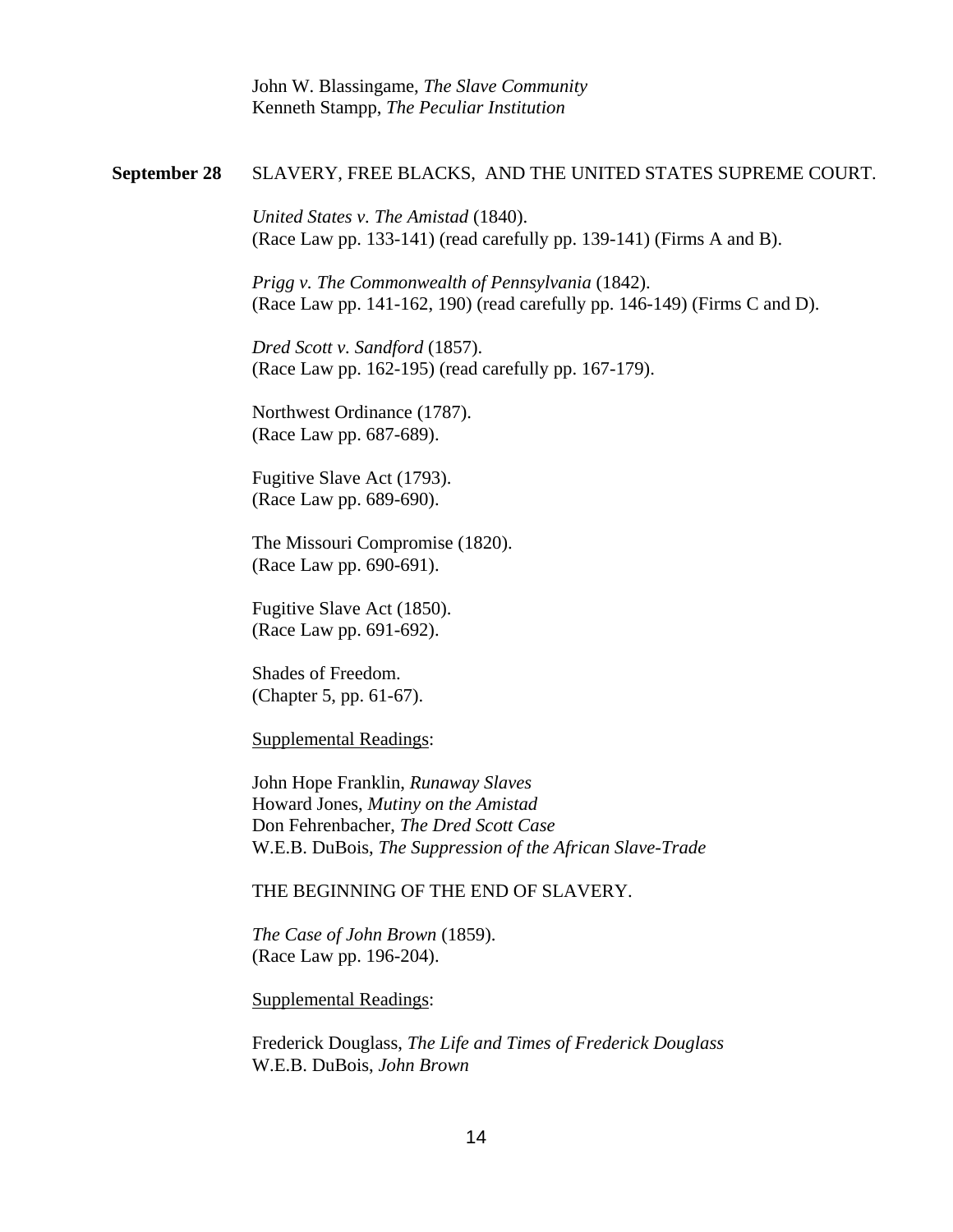John W. Blassingame, *The Slave Community*
Kenneth Stampp, *The Peculiar Institution*

**September 28** SLAVERY, FREE BLACKS, AND THE UNITED STATES SUPREME COURT.

*United States v. The Amistad* (1840).
(Race Law pp. 133-141) (read carefully pp. 139-141) (Firms A and B).

*Prigg v. The Commonwealth of Pennsylvania* (1842).
(Race Law pp. 141-162, 190) (read carefully pp. 146-149) (Firms C and D).

*Dred Scott v. Sandford* (1857).
(Race Law pp. 162-195) (read carefully pp. 167-179).

Northwest Ordinance (1787).
(Race Law pp. 687-689).

Fugitive Slave Act (1793).
(Race Law pp. 689-690).

The Missouri Compromise (1820).
(Race Law pp. 690-691).

Fugitive Slave Act (1850).
(Race Law pp. 691-692).

Shades of Freedom.
(Chapter 5, pp. 61-67).

<u>Supplemental Readings</u>:

John Hope Franklin, *Runaway Slaves*
Howard Jones, *Mutiny on the Amistad*
Don Fehrenbacher, *The Dred Scott Case*
W.E.B. DuBois, *The Suppression of the African Slave-Trade*

THE BEGINNING OF THE END OF SLAVERY.

*The Case of John Brown* (1859).
(Race Law pp. 196-204).

<u>Supplemental Readings</u>:

Frederick Douglass, *The Life and Times of Frederick Douglass*
W.E.B. DuBois, *John Brown*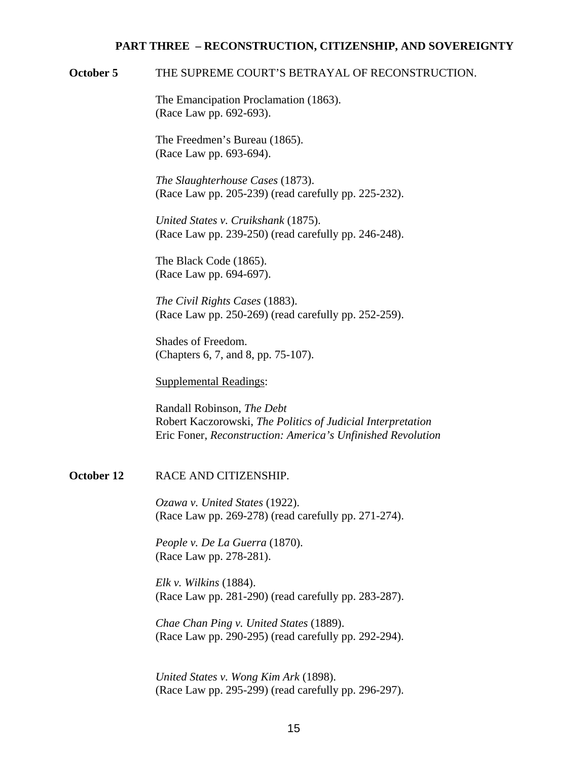## PART THREE – RECONSTRUCTION, CITIZENSHIP, AND SOVEREIGNTY

**October 5** THE SUPREME COURT'S BETRAYAL OF RECONSTRUCTION.

The Emancipation Proclamation (1863).
(Race Law pp. 692-693).

The Freedmen's Bureau (1865).
(Race Law pp. 693-694).

*The Slaughterhouse Cases* (1873).
(Race Law pp. 205-239) (read carefully pp. 225-232).

*United States v. Cruikshank* (1875).
(Race Law pp. 239-250) (read carefully pp. 246-248).

The Black Code (1865).
(Race Law pp. 694-697).

*The Civil Rights Cases* (1883).
(Race Law pp. 250-269) (read carefully pp. 252-259).

Shades of Freedom.
(Chapters 6, 7, and 8, pp. 75-107).

Supplemental Readings:

Randall Robinson, *The Debt*
Robert Kaczorowski, *The Politics of Judicial Interpretation*
Eric Foner, *Reconstruction: America's Unfinished Revolution*

**October 12** RACE AND CITIZENSHIP.

*Ozawa v. United States* (1922).
(Race Law pp. 269-278) (read carefully pp. 271-274).

*People v. De La Guerra* (1870).
(Race Law pp. 278-281).

*Elk v. Wilkins* (1884).
(Race Law pp. 281-290) (read carefully pp. 283-287).

*Chae Chan Ping v. United States* (1889).
(Race Law pp. 290-295) (read carefully pp. 292-294).

*United States v. Wong Kim Ark* (1898).
(Race Law pp. 295-299) (read carefully pp. 296-297).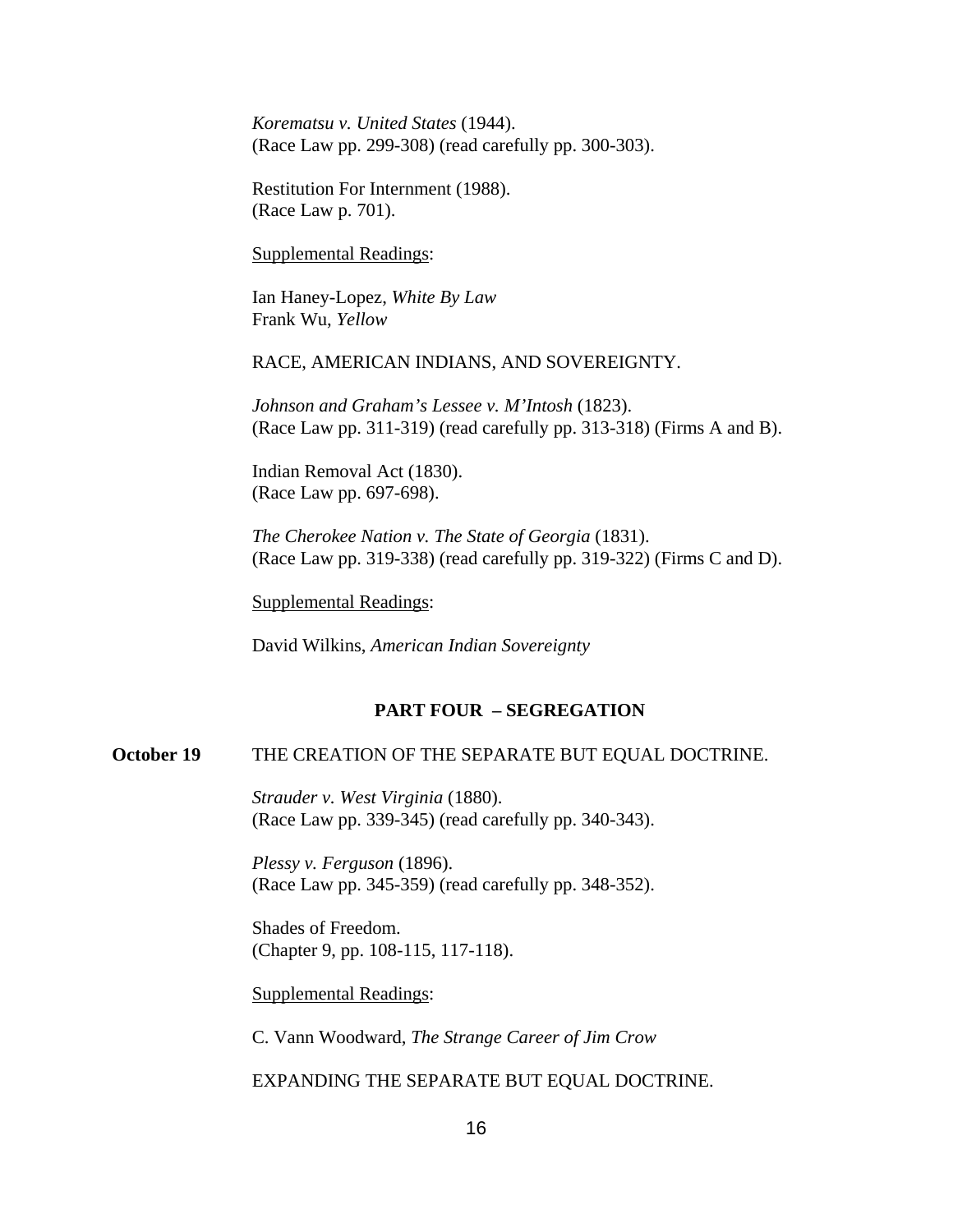*Korematsu v. United States* (1944).
(Race Law pp. 299-308) (read carefully pp. 300-303).

Restitution For Internment (1988).
(Race Law p. 701).

Supplemental Readings:

Ian Haney-Lopez, *White By Law*
Frank Wu, *Yellow*

RACE, AMERICAN INDIANS, AND SOVEREIGNTY.

*Johnson and Graham's Lessee v. M'Intosh* (1823).
(Race Law pp. 311-319) (read carefully pp. 313-318) (Firms A and B).

Indian Removal Act (1830).
(Race Law pp. 697-698).

*The Cherokee Nation v. The State of Georgia* (1831).
(Race Law pp. 319-338) (read carefully pp. 319-322) (Firms C and D).

Supplemental Readings:

David Wilkins, *American Indian Sovereignty*

## PART FOUR – SEGREGATION

**October 19** THE CREATION OF THE SEPARATE BUT EQUAL DOCTRINE.

*Strauder v. West Virginia* (1880).
(Race Law pp. 339-345) (read carefully pp. 340-343).

*Plessy v. Ferguson* (1896).
(Race Law pp. 345-359) (read carefully pp. 348-352).

Shades of Freedom.
(Chapter 9, pp. 108-115, 117-118).

Supplemental Readings:

C. Vann Woodward, *The Strange Career of Jim Crow*

EXPANDING THE SEPARATE BUT EQUAL DOCTRINE.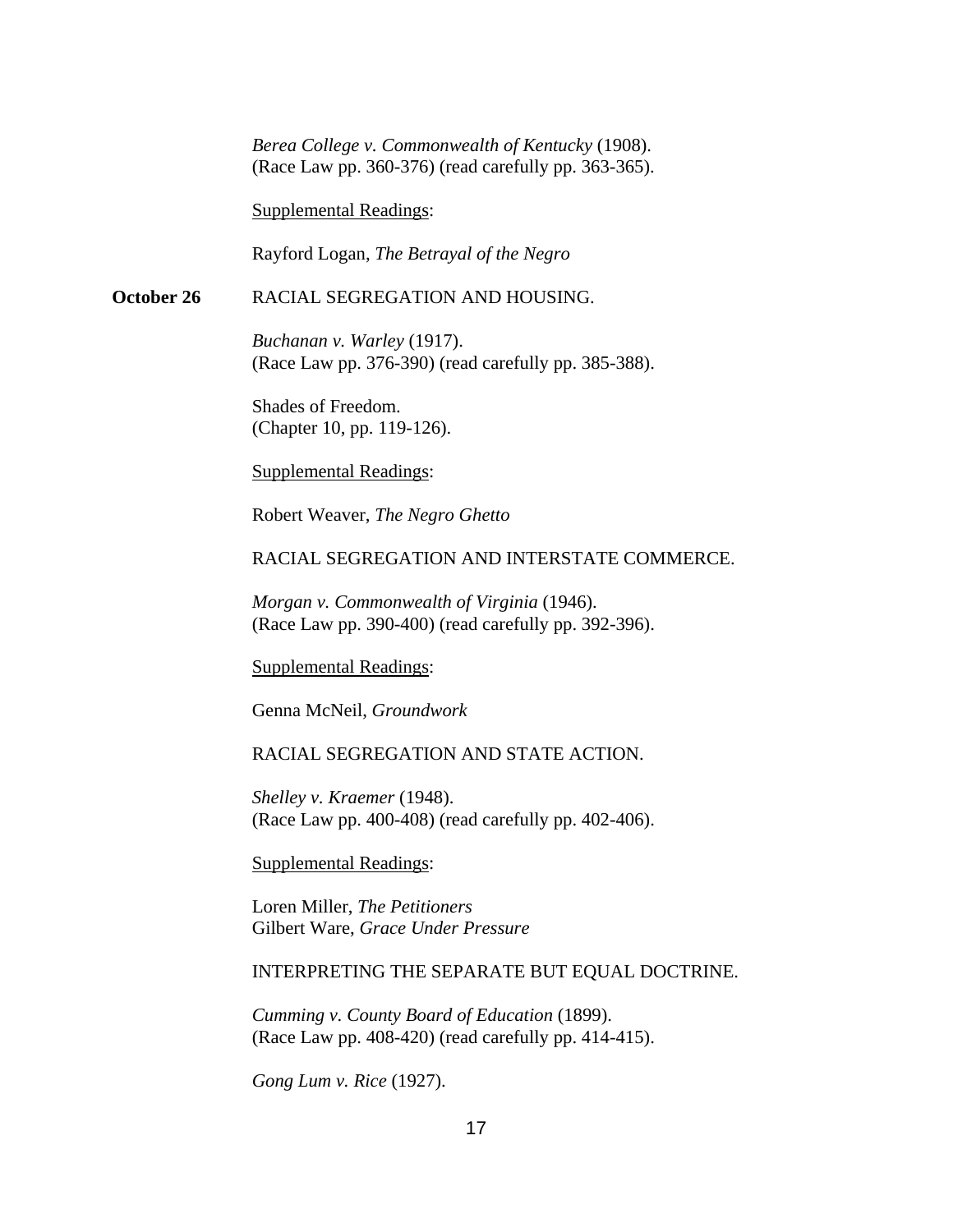*Berea College v. Commonwealth of Kentucky* (1908).
(Race Law pp. 360-376) (read carefully pp. 363-365).

Supplemental Readings:

Rayford Logan, *The Betrayal of the Negro*

**October 26** RACIAL SEGREGATION AND HOUSING.

*Buchanan v. Warley* (1917).
(Race Law pp. 376-390) (read carefully pp. 385-388).

Shades of Freedom.
(Chapter 10, pp. 119-126).

Supplemental Readings:

Robert Weaver, *The Negro Ghetto*

RACIAL SEGREGATION AND INTERSTATE COMMERCE.

*Morgan v. Commonwealth of Virginia* (1946).
(Race Law pp. 390-400) (read carefully pp. 392-396).

Supplemental Readings:

Genna McNeil, *Groundwork*

RACIAL SEGREGATION AND STATE ACTION.

*Shelley v. Kraemer* (1948).
(Race Law pp. 400-408) (read carefully pp. 402-406).

Supplemental Readings:

Loren Miller, *The Petitioners*
Gilbert Ware, *Grace Under Pressure*

INTERPRETING THE SEPARATE BUT EQUAL DOCTRINE.

*Cumming v. County Board of Education* (1899).
(Race Law pp. 408-420) (read carefully pp. 414-415).

*Gong Lum v. Rice* (1927).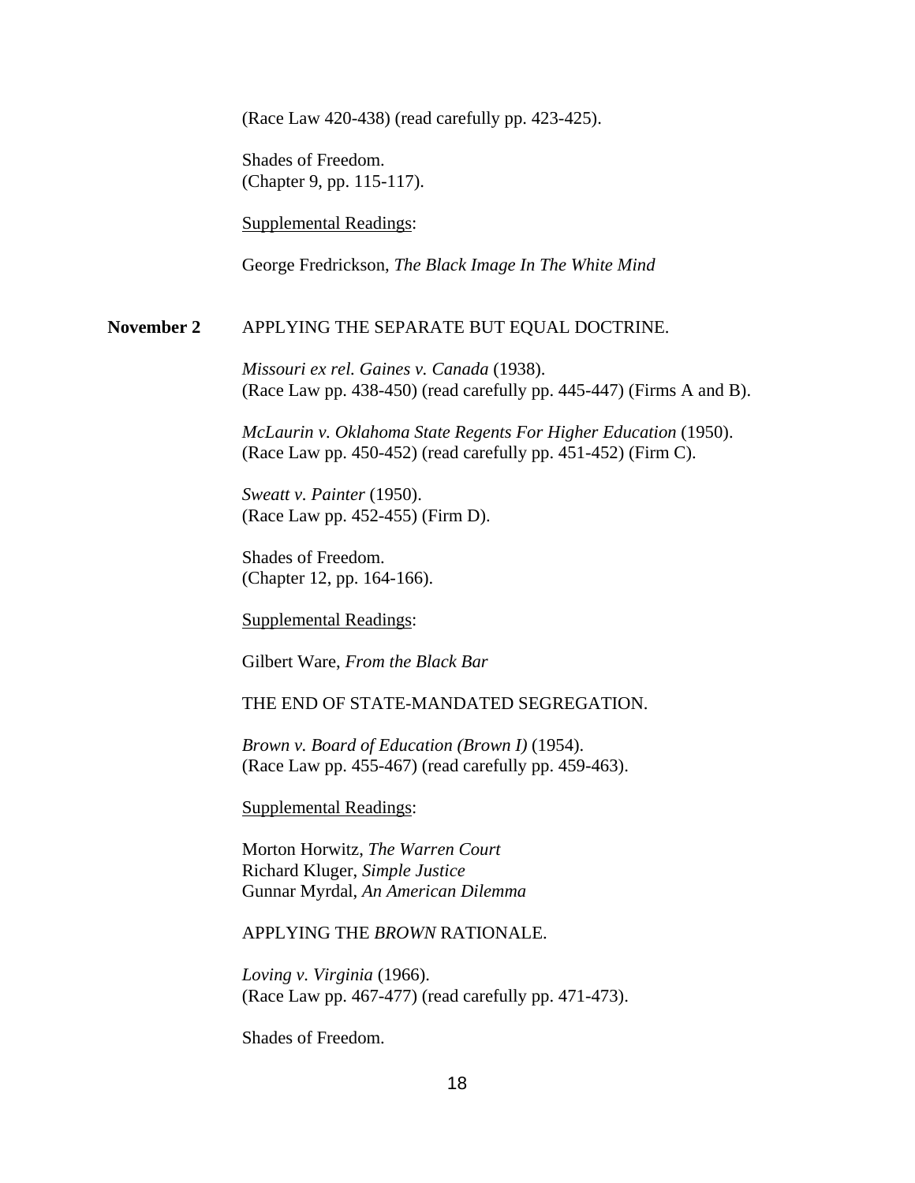(Race Law 420-438) (read carefully pp. 423-425).

Shades of Freedom.
(Chapter 9, pp. 115-117).

Supplemental Readings:

George Fredrickson, *The Black Image In The White Mind*

**November 2** APPLYING THE SEPARATE BUT EQUAL DOCTRINE.

*Missouri ex rel. Gaines v. Canada* (1938).
(Race Law pp. 438-450) (read carefully pp. 445-447) (Firms A and B).

*McLaurin v. Oklahoma State Regents For Higher Education* (1950).
(Race Law pp. 450-452) (read carefully pp. 451-452) (Firm C).

*Sweatt v. Painter* (1950).
(Race Law pp. 452-455) (Firm D).

Shades of Freedom.
(Chapter 12, pp. 164-166).

Supplemental Readings:

Gilbert Ware, *From the Black Bar*

THE END OF STATE-MANDATED SEGREGATION.

*Brown v. Board of Education (Brown I)* (1954).
(Race Law pp. 455-467) (read carefully pp. 459-463).

Supplemental Readings:

Morton Horwitz, *The Warren Court*
Richard Kluger, *Simple Justice*
Gunnar Myrdal, *An American Dilemma*

APPLYING THE *BROWN* RATIONALE.

*Loving v. Virginia* (1966).
(Race Law pp. 467-477) (read carefully pp. 471-473).

Shades of Freedom.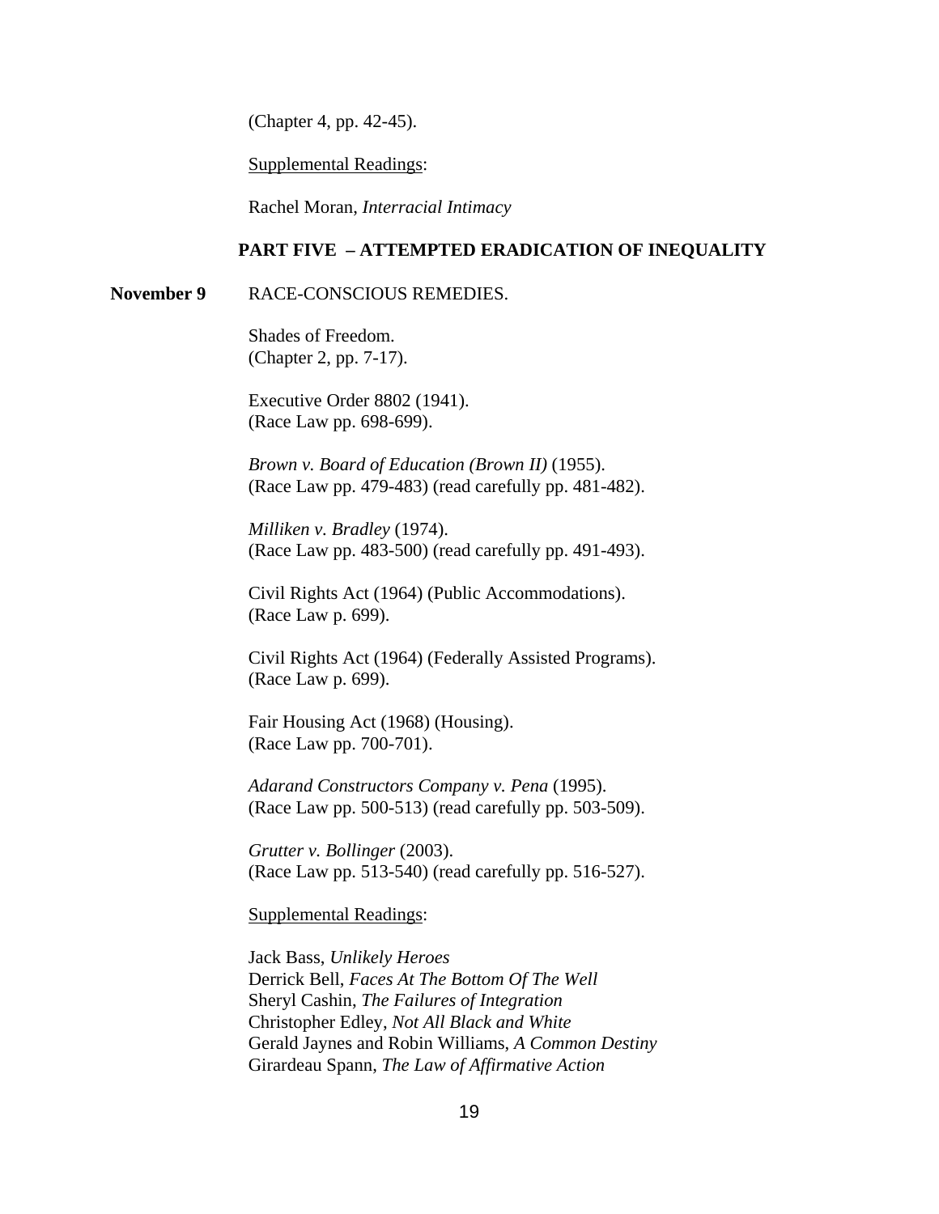(Chapter 4, pp. 42-45).

<u>Supplemental Readings</u>:

Rachel Moran, *Interracial Intimacy*

## PART FIVE – ATTEMPTED ERADICATION OF INEQUALITY

**November 9** RACE-CONSCIOUS REMEDIES.

Shades of Freedom.
(Chapter 2, pp. 7-17).

Executive Order 8802 (1941).
(Race Law pp. 698-699).

*Brown v. Board of Education (Brown II)* (1955).
(Race Law pp. 479-483) (read carefully pp. 481-482).

*Milliken v. Bradley* (1974).
(Race Law pp. 483-500) (read carefully pp. 491-493).

Civil Rights Act (1964) (Public Accommodations).
(Race Law p. 699).

Civil Rights Act (1964) (Federally Assisted Programs).
(Race Law p. 699).

Fair Housing Act (1968) (Housing).
(Race Law pp. 700-701).

*Adarand Constructors Company v. Pena* (1995).
(Race Law pp. 500-513) (read carefully pp. 503-509).

*Grutter v. Bollinger* (2003).
(Race Law pp. 513-540) (read carefully pp. 516-527).

<u>Supplemental Readings</u>:

Jack Bass, *Unlikely Heroes*
Derrick Bell, *Faces At The Bottom Of The Well*
Sheryl Cashin, *The Failures of Integration*
Christopher Edley, *Not All Black and White*
Gerald Jaynes and Robin Williams, *A Common Destiny*
Girardeau Spann, *The Law of Affirmative Action*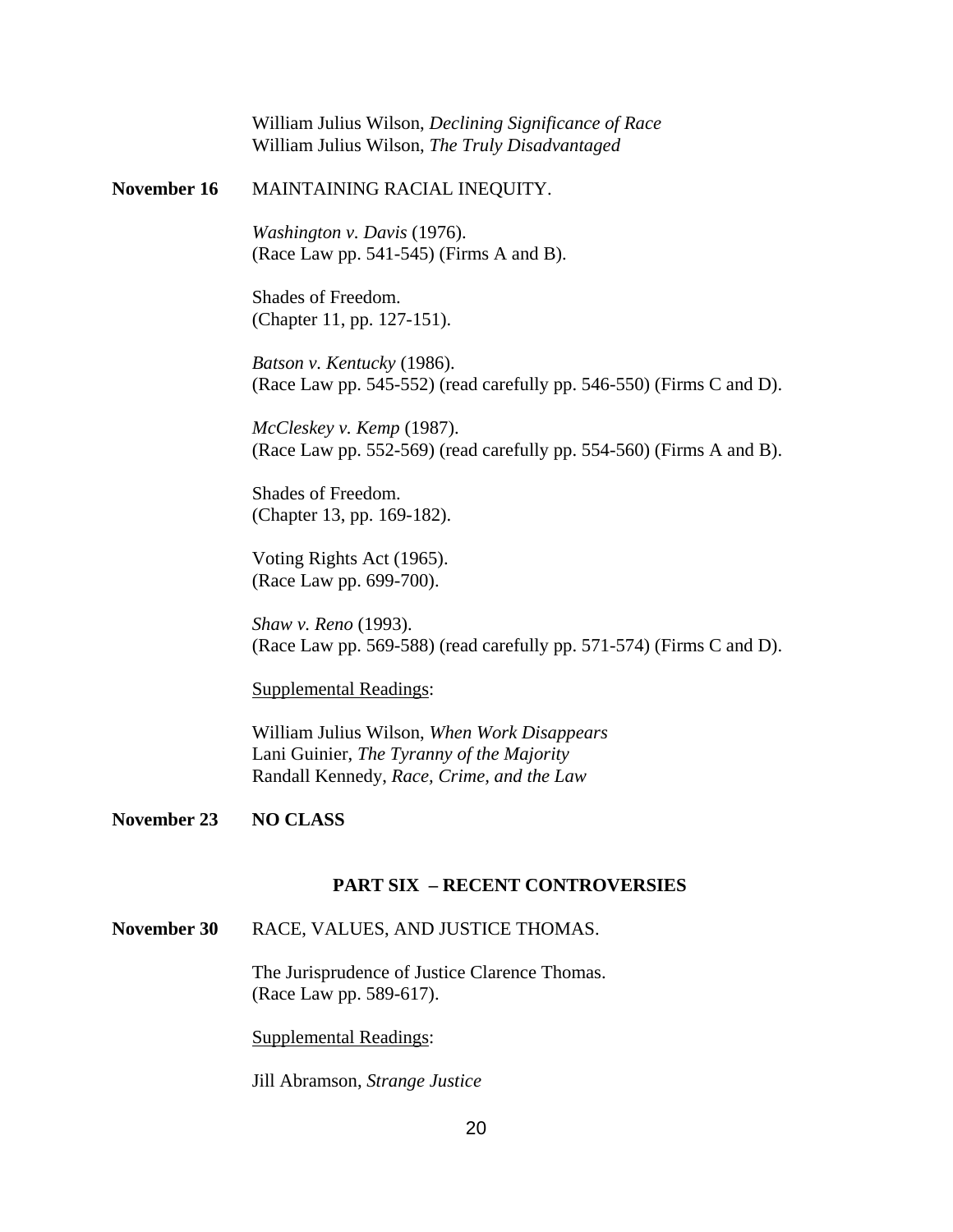William Julius Wilson, *Declining Significance of Race*
William Julius Wilson, *The Truly Disadvantaged*

**November 16** MAINTAINING RACIAL INEQUITY.

*Washington v. Davis* (1976).
(Race Law pp. 541-545) (Firms A and B).

Shades of Freedom.
(Chapter 11, pp. 127-151).

*Batson v. Kentucky* (1986).
(Race Law pp. 545-552) (read carefully pp. 546-550) (Firms C and D).

*McCleskey v. Kemp* (1987).
(Race Law pp. 552-569) (read carefully pp. 554-560) (Firms A and B).

Shades of Freedom.
(Chapter 13, pp. 169-182).

Voting Rights Act (1965).
(Race Law pp. 699-700).

*Shaw v. Reno* (1993).
(Race Law pp. 569-588) (read carefully pp. 571-574) (Firms C and D).

Supplemental Readings:

William Julius Wilson, *When Work Disappears*
Lani Guinier, *The Tyranny of the Majority*
Randall Kennedy, *Race, Crime, and the Law*

**November 23** **NO CLASS**

## PART SIX – RECENT CONTROVERSIES

**November 30** RACE, VALUES, AND JUSTICE THOMAS.

The Jurisprudence of Justice Clarence Thomas.
(Race Law pp. 589-617).

Supplemental Readings:

Jill Abramson, *Strange Justice*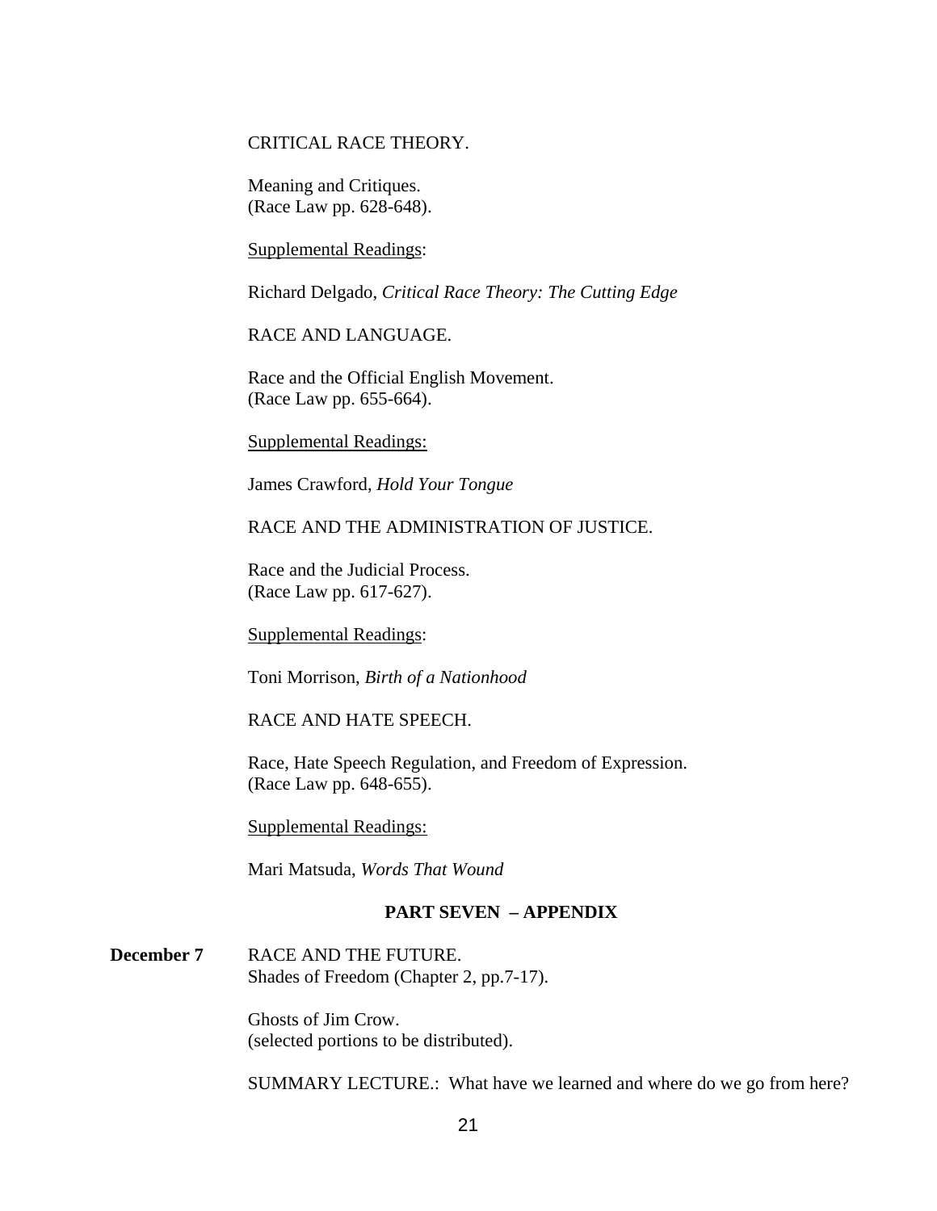CRITICAL RACE THEORY.

Meaning and Critiques.
(Race Law pp. 628-648).

Supplemental Readings:

Richard Delgado, *Critical Race Theory: The Cutting Edge*

RACE AND LANGUAGE.

Race and the Official English Movement.
(Race Law pp. 655-664).

Supplemental Readings:

James Crawford, *Hold Your Tongue*

RACE AND THE ADMINISTRATION OF JUSTICE.

Race and the Judicial Process.
(Race Law pp. 617-627).

Supplemental Readings:

Toni Morrison, *Birth of a Nationhood*

RACE AND HATE SPEECH.

Race, Hate Speech Regulation, and Freedom of Expression.
(Race Law pp. 648-655).

Supplemental Readings:

Mari Matsuda, *Words That Wound*

## PART SEVEN – APPENDIX

**December 7** RACE AND THE FUTURE.
Shades of Freedom (Chapter 2, pp.7-17).

Ghosts of Jim Crow.
(selected portions to be distributed).

SUMMARY LECTURE.: What have we learned and where do we go from here?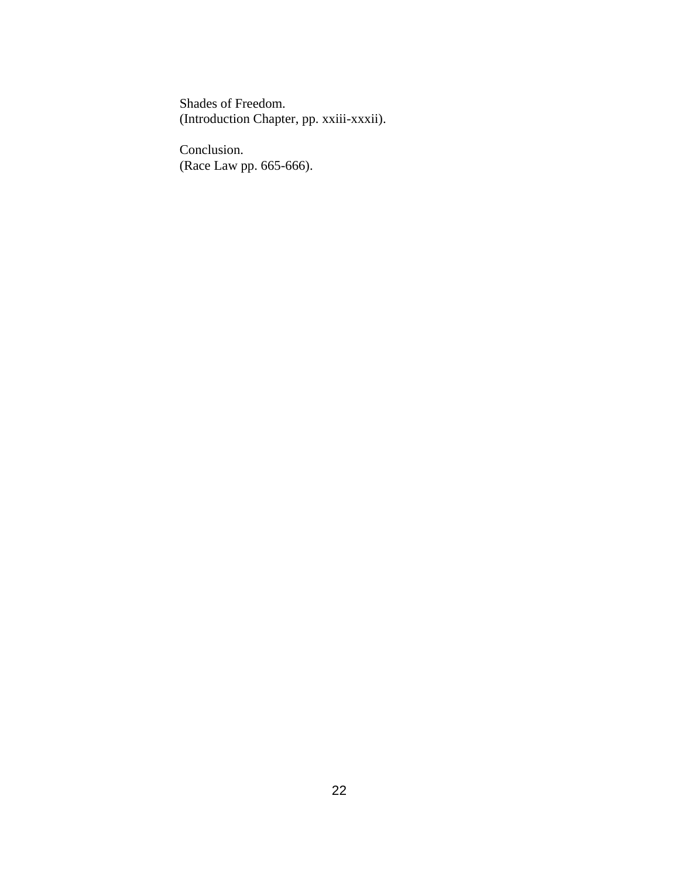Shades of Freedom.
(Introduction Chapter, pp. xxiii-xxxii).

Conclusion.
(Race Law pp. 665-666).